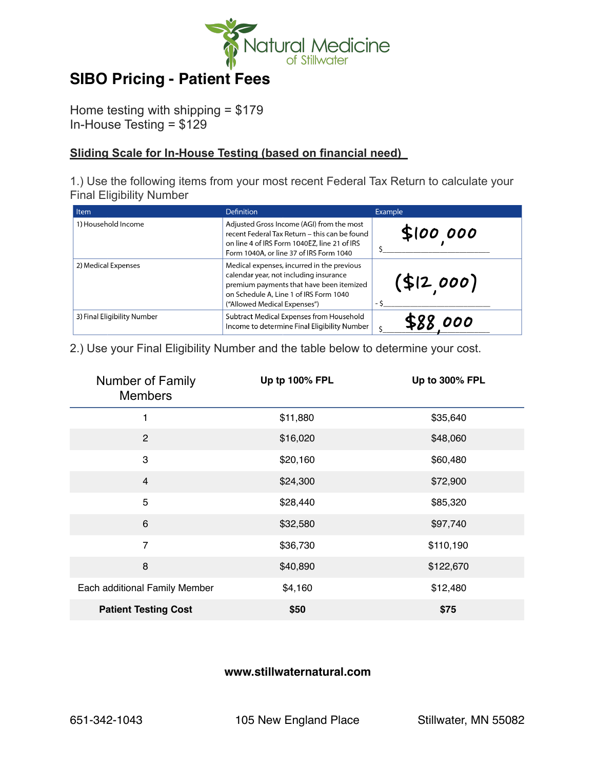Natural Medicine of Stillwater

# SIBO Pricing - Patient Fees

Home testing with shipping = $179
In-House Testing = $129

## Sliding Scale for In-House Testing (based on financial need)

1.) Use the following items from your most recent Federal Tax Return to calculate your Final Eligibility Number

| Item | Definition | Example |
|---|---|---|
| 1) Household Income | Adjusted Gross Income (AGI) from the most recent Federal Tax Return – this can be found on line 4 of IRS Form 1040EZ, line 21 of IRS Form 1040A, or line 37 of IRS Form 1040 | $ $100,000 |
| 2) Medical Expenses | Medical expenses, incurred in the previous calendar year, not including insurance premium payments that have been itemized on Schedule A, Line 1 of IRS Form 1040 ("Allowed Medical Expenses") | - $ ($12,000) |
| 3) Final Eligibility Number | Subtract Medical Expenses from Household Income to determine Final Eligibility Number | $ $88,000 |

2.) Use your Final Eligibility Number and the table below to determine your cost.

| Number of Family Members | Up tp 100% FPL | Up to 300% FPL |
|---|---|---|
| 1 | $11,880 | $35,640 |
| 2 | $16,020 | $48,060 |
| 3 | $20,160 | $60,480 |
| 4 | $24,300 | $72,900 |
| 5 | $28,440 | $85,320 |
| 6 | $32,580 | $97,740 |
| 7 | $36,730 | $110,190 |
| 8 | $40,890 | $122,670 |
| Each additional Family Member | $4,160 | $12,480 |
| **Patient Testing Cost** | **$50** | **$75** |

**www.stillwaternatural.com**

651-342-1043 105 New England Place Stillwater, MN 55082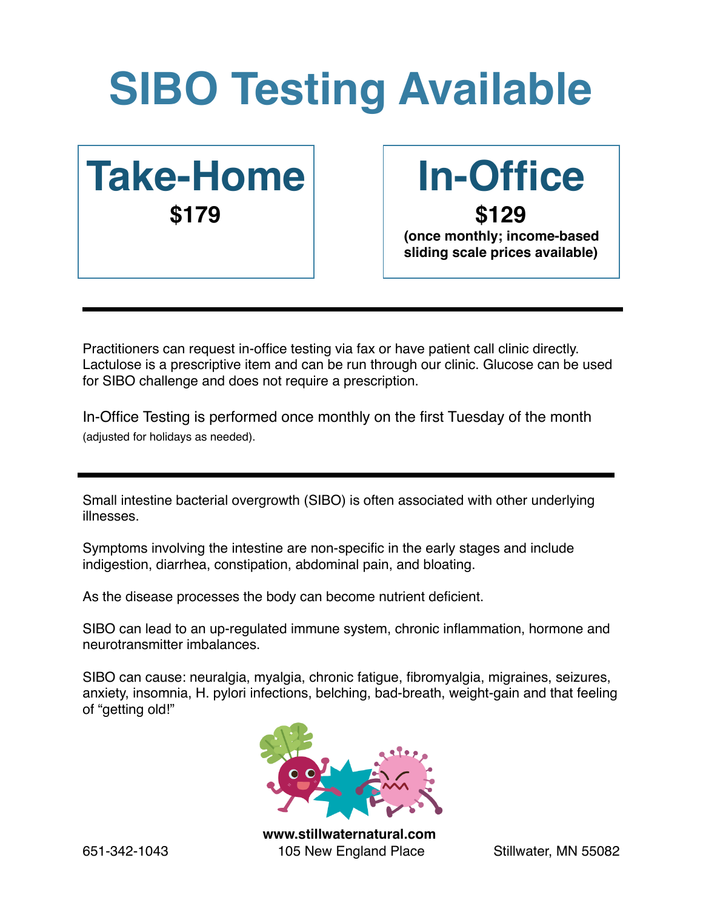# SIBO Testing Available

## Take-Home

**$179**

## In-Office

**$129**

**(once monthly; income-based sliding scale prices available)**

---

Practitioners can request in-office testing via fax or have patient call clinic directly. Lactulose is a prescriptive item and can be run through our clinic. Glucose can be used for SIBO challenge and does not require a prescription.

In-Office Testing is performed once monthly on the first Tuesday of the month (adjusted for holidays as needed).

---

Small intestine bacterial overgrowth (SIBO) is often associated with other underlying illnesses.

Symptoms involving the intestine are non-specific in the early stages and include indigestion, diarrhea, constipation, abdominal pain, and bloating.

As the disease processes the body can become nutrient deficient.

SIBO can lead to an up-regulated immune system, chronic inflammation, hormone and neurotransmitter imbalances.

SIBO can cause: neuralgia, myalgia, chronic fatigue, fibromyalgia, migraines, seizures, anxiety, insomnia, H. pylori infections, belching, bad-breath, weight-gain and that feeling of “getting old!”

**www.stillwaternatural.com**

651-342-1043 105 New England Place Stillwater, MN 55082